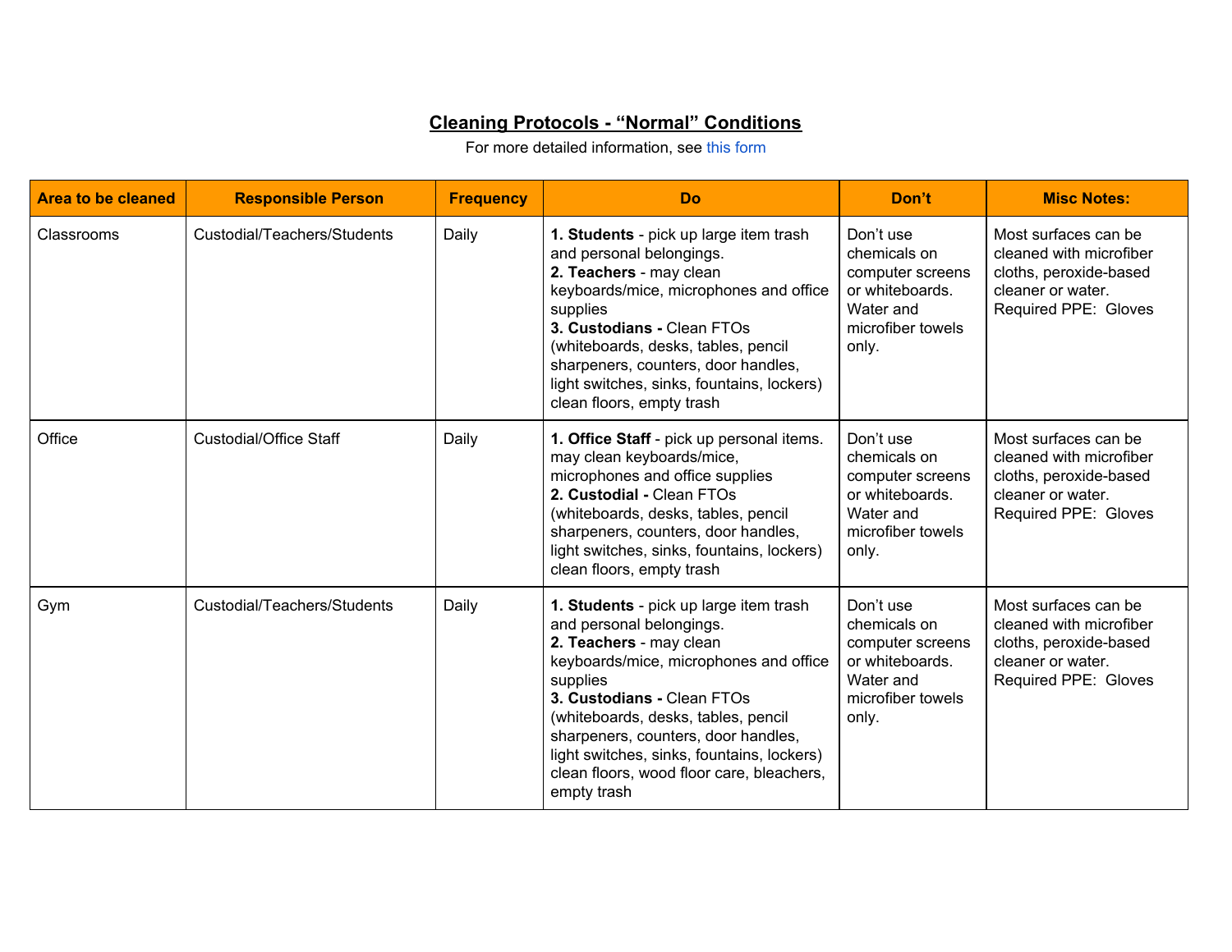# Cleaning Protocols - "Normal" Conditions

For more detailed information, see this form

| Area to be cleaned | Responsible Person | Frequency | Do | Don't | Misc Notes: |
|---|---|---|---|---|---|
| Classrooms | Custodial/Teachers/Students | Daily | **1. Students** - pick up large item trash and personal belongings.<br>**2. Teachers** - may clean keyboards/mice, microphones and office supplies<br>**3. Custodians -** Clean FTOs (whiteboards, desks, tables, pencil sharpeners, counters, door handles, light switches, sinks, fountains, lockers) clean floors, empty trash | Don't use chemicals on computer screens or whiteboards. Water and microfiber towels only. | Most surfaces can be cleaned with microfiber cloths, peroxide-based cleaner or water. Required PPE: Gloves |
| Office | Custodial/Office Staff | Daily | **1. Office Staff** - pick up personal items. may clean keyboards/mice, microphones and office supplies<br>**2. Custodial -** Clean FTOs (whiteboards, desks, tables, pencil sharpeners, counters, door handles, light switches, sinks, fountains, lockers) clean floors, empty trash | Don't use chemicals on computer screens or whiteboards. Water and microfiber towels only. | Most surfaces can be cleaned with microfiber cloths, peroxide-based cleaner or water. Required PPE: Gloves |
| Gym | Custodial/Teachers/Students | Daily | **1. Students** - pick up large item trash and personal belongings.<br>**2. Teachers** - may clean keyboards/mice, microphones and office supplies<br>**3. Custodians -** Clean FTOs (whiteboards, desks, tables, pencil sharpeners, counters, door handles, light switches, sinks, fountains, lockers) clean floors, wood floor care, bleachers, empty trash | Don't use chemicals on computer screens or whiteboards. Water and microfiber towels only. | Most surfaces can be cleaned with microfiber cloths, peroxide-based cleaner or water. Required PPE: Gloves |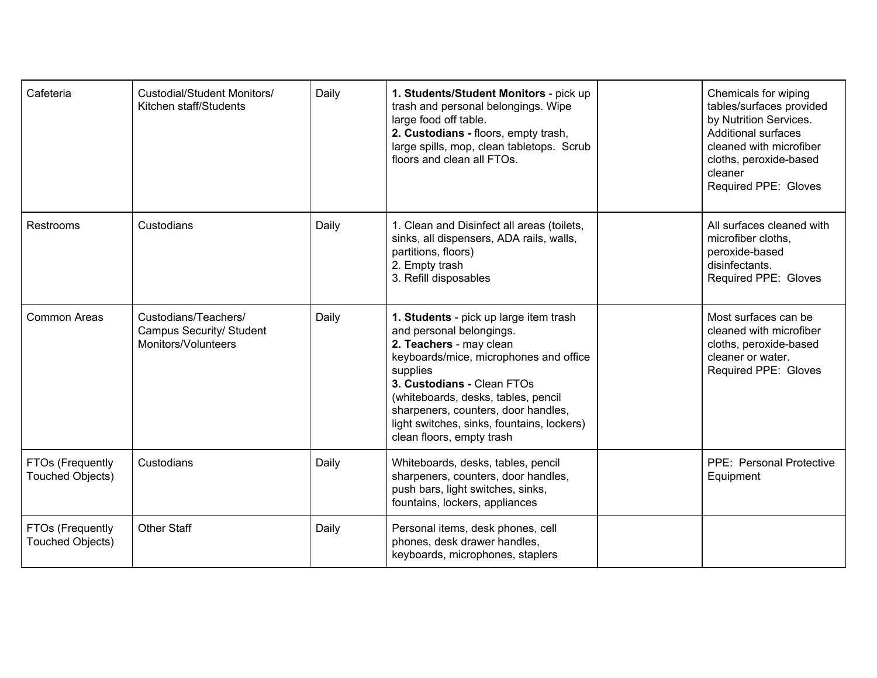| | | | | | |
|---|---|---|---|---|---|
| Cafeteria | Custodial/Student Monitors/ Kitchen staff/Students | Daily | **1. Students/Student Monitors** - pick up trash and personal belongings. Wipe large food off table.<br>**2. Custodians -** floors, empty trash, large spills, mop, clean tabletops. Scrub floors and clean all FTOs. | | Chemicals for wiping tables/surfaces provided by Nutrition Services. Additional surfaces cleaned with microfiber cloths, peroxide-based cleaner<br>Required PPE: Gloves |
| Restrooms | Custodians | Daily | 1. Clean and Disinfect all areas (toilets, sinks, all dispensers, ADA rails, walls, partitions, floors)<br>2. Empty trash<br>3. Refill disposables | | All surfaces cleaned with microfiber cloths, peroxide-based disinfectants.<br>Required PPE: Gloves |
| Common Areas | Custodians/Teachers/ Campus Security/ Student Monitors/Volunteers | Daily | **1. Students** - pick up large item trash and personal belongings.<br>**2. Teachers** - may clean keyboards/mice, microphones and office supplies<br>**3. Custodians -** Clean FTOs (whiteboards, desks, tables, pencil sharpeners, counters, door handles, light switches, sinks, fountains, lockers) clean floors, empty trash | | Most surfaces can be cleaned with microfiber cloths, peroxide-based cleaner or water.<br>Required PPE: Gloves |
| FTOs (Frequently Touched Objects) | Custodians | Daily | Whiteboards, desks, tables, pencil sharpeners, counters, door handles, push bars, light switches, sinks, fountains, lockers, appliances | | PPE: Personal Protective Equipment |
| FTOs (Frequently Touched Objects) | Other Staff | Daily | Personal items, desk phones, cell phones, desk drawer handles, keyboards, microphones, staplers | | |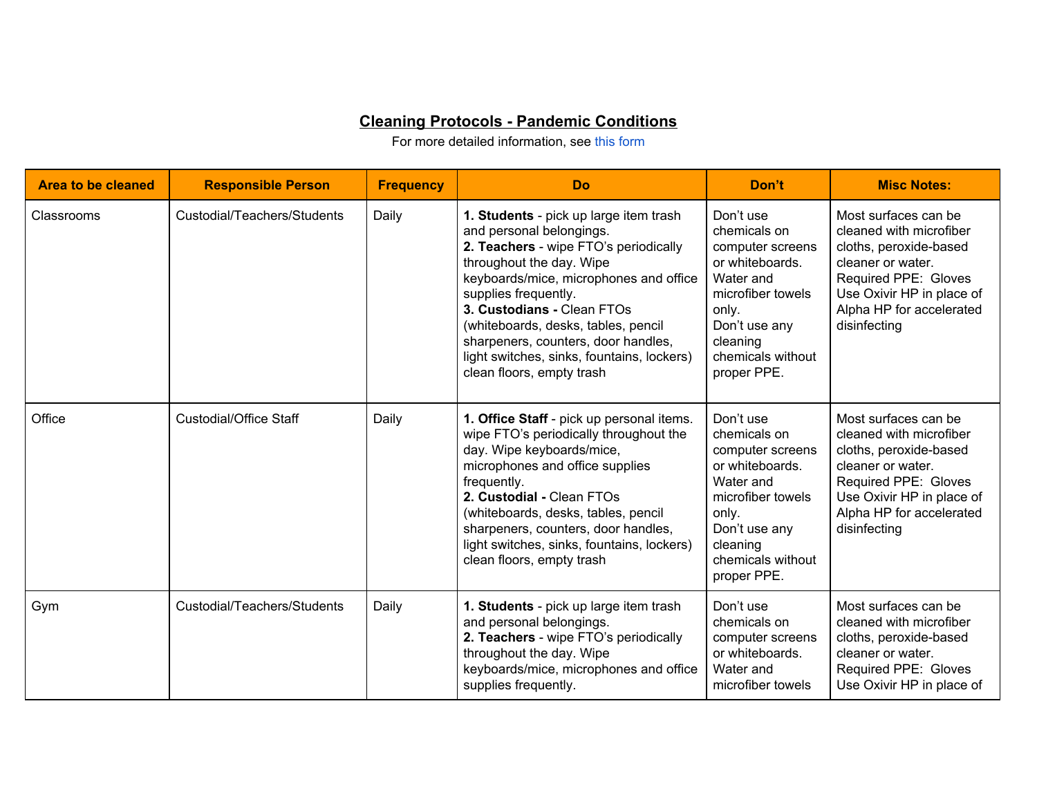## Cleaning Protocols - Pandemic Conditions

For more detailed information, see this form

| Area to be cleaned | Responsible Person | Frequency | Do | Don't | Misc Notes: |
|---|---|---|---|---|---|
| Classrooms | Custodial/Teachers/Students | Daily | **1. Students** - pick up large item trash and personal belongings.<br>**2. Teachers** - wipe FTO's periodically throughout the day. Wipe keyboards/mice, microphones and office supplies frequently.<br>**3. Custodians -** Clean FTOs (whiteboards, desks, tables, pencil sharpeners, counters, door handles, light switches, sinks, fountains, lockers) clean floors, empty trash | Don't use chemicals on computer screens or whiteboards. Water and microfiber towels only.<br>Don't use any cleaning chemicals without proper PPE. | Most surfaces can be cleaned with microfiber cloths, peroxide-based cleaner or water.<br>Required PPE: Gloves<br>Use Oxivir HP in place of Alpha HP for accelerated disinfecting |
| Office | Custodial/Office Staff | Daily | **1. Office Staff** - pick up personal items. wipe FTO's periodically throughout the day. Wipe keyboards/mice, microphones and office supplies frequently.<br>**2. Custodial -** Clean FTOs (whiteboards, desks, tables, pencil sharpeners, counters, door handles, light switches, sinks, fountains, lockers) clean floors, empty trash | Don't use chemicals on computer screens or whiteboards. Water and microfiber towels only.<br>Don't use any cleaning chemicals without proper PPE. | Most surfaces can be cleaned with microfiber cloths, peroxide-based cleaner or water.<br>Required PPE: Gloves<br>Use Oxivir HP in place of Alpha HP for accelerated disinfecting |
| Gym | Custodial/Teachers/Students | Daily | **1. Students** - pick up large item trash and personal belongings.<br>**2. Teachers** - wipe FTO's periodically throughout the day. Wipe keyboards/mice, microphones and office supplies frequently. | Don't use chemicals on computer screens or whiteboards. Water and microfiber towels | Most surfaces can be cleaned with microfiber cloths, peroxide-based cleaner or water.<br>Required PPE: Gloves<br>Use Oxivir HP in place of |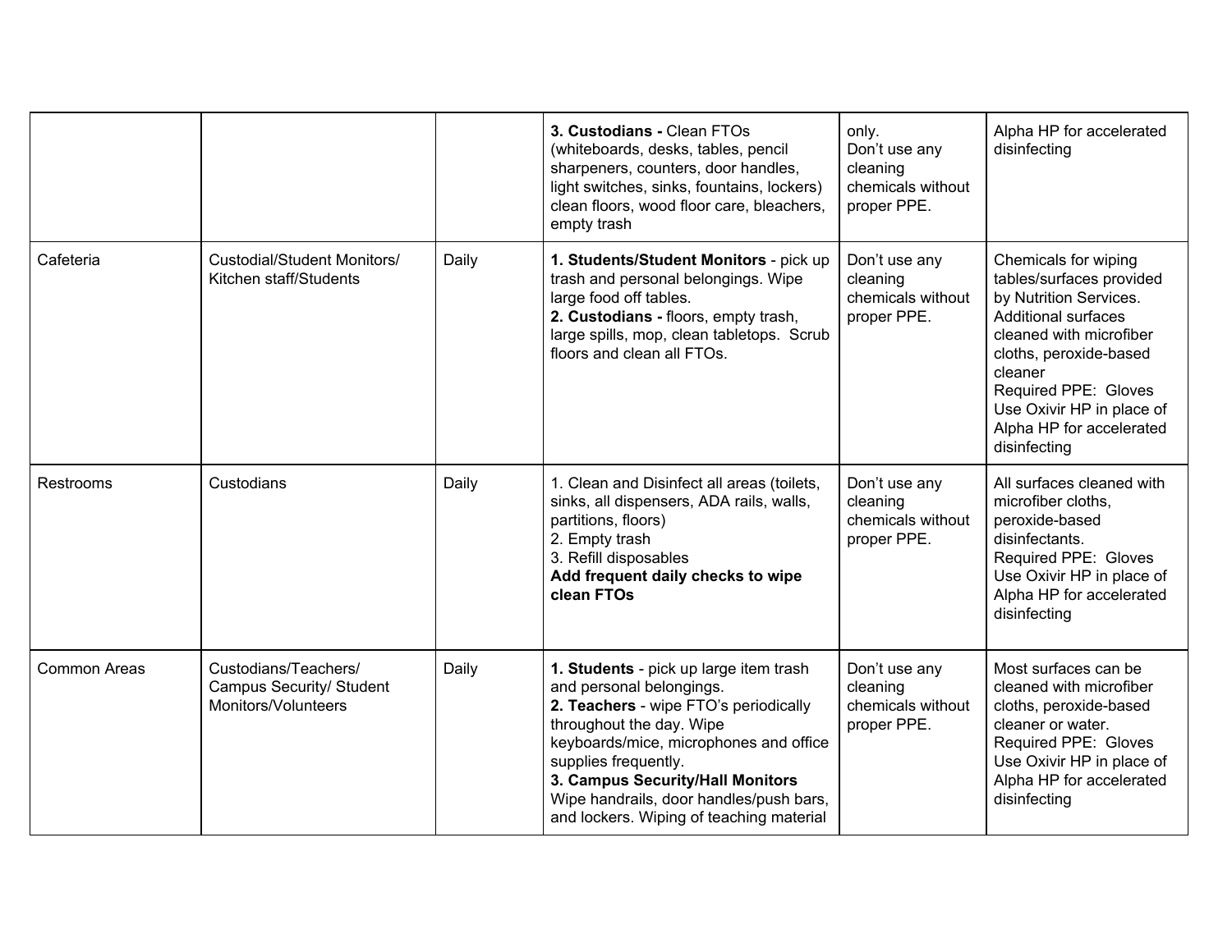| | | | | | |
|---|---|---|---|---|---|
| | | | **3. Custodians -** Clean FTOs (whiteboards, desks, tables, pencil sharpeners, counters, door handles, light switches, sinks, fountains, lockers) clean floors, wood floor care, bleachers, empty trash | only.<br>Don't use any cleaning chemicals without proper PPE. | Alpha HP for accelerated disinfecting |
| Cafeteria | Custodial/Student Monitors/ Kitchen staff/Students | Daily | **1. Students/Student Monitors** - pick up trash and personal belongings. Wipe large food off tables.<br>**2. Custodians -** floors, empty trash, large spills, mop, clean tabletops. Scrub floors and clean all FTOs. | Don't use any cleaning chemicals without proper PPE. | Chemicals for wiping tables/surfaces provided by Nutrition Services. Additional surfaces cleaned with microfiber cloths, peroxide-based cleaner<br>Required PPE: Gloves<br>Use Oxivir HP in place of Alpha HP for accelerated disinfecting |
| Restrooms | Custodians | Daily | 1. Clean and Disinfect all areas (toilets, sinks, all dispensers, ADA rails, walls, partitions, floors)<br>2. Empty trash<br>3. Refill disposables<br>**Add frequent daily checks to wipe clean FTOs** | Don't use any cleaning chemicals without proper PPE. | All surfaces cleaned with microfiber cloths, peroxide-based disinfectants.<br>Required PPE: Gloves<br>Use Oxivir HP in place of Alpha HP for accelerated disinfecting |
| Common Areas | Custodians/Teachers/ Campus Security/ Student Monitors/Volunteers | Daily | **1. Students** - pick up large item trash and personal belongings.<br>**2. Teachers** - wipe FTO's periodically throughout the day. Wipe keyboards/mice, microphones and office supplies frequently.<br>**3. Campus Security/Hall Monitors** Wipe handrails, door handles/push bars, and lockers. Wiping of teaching material | Don't use any cleaning chemicals without proper PPE. | Most surfaces can be cleaned with microfiber cloths, peroxide-based cleaner or water.<br>Required PPE: Gloves<br>Use Oxivir HP in place of Alpha HP for accelerated disinfecting |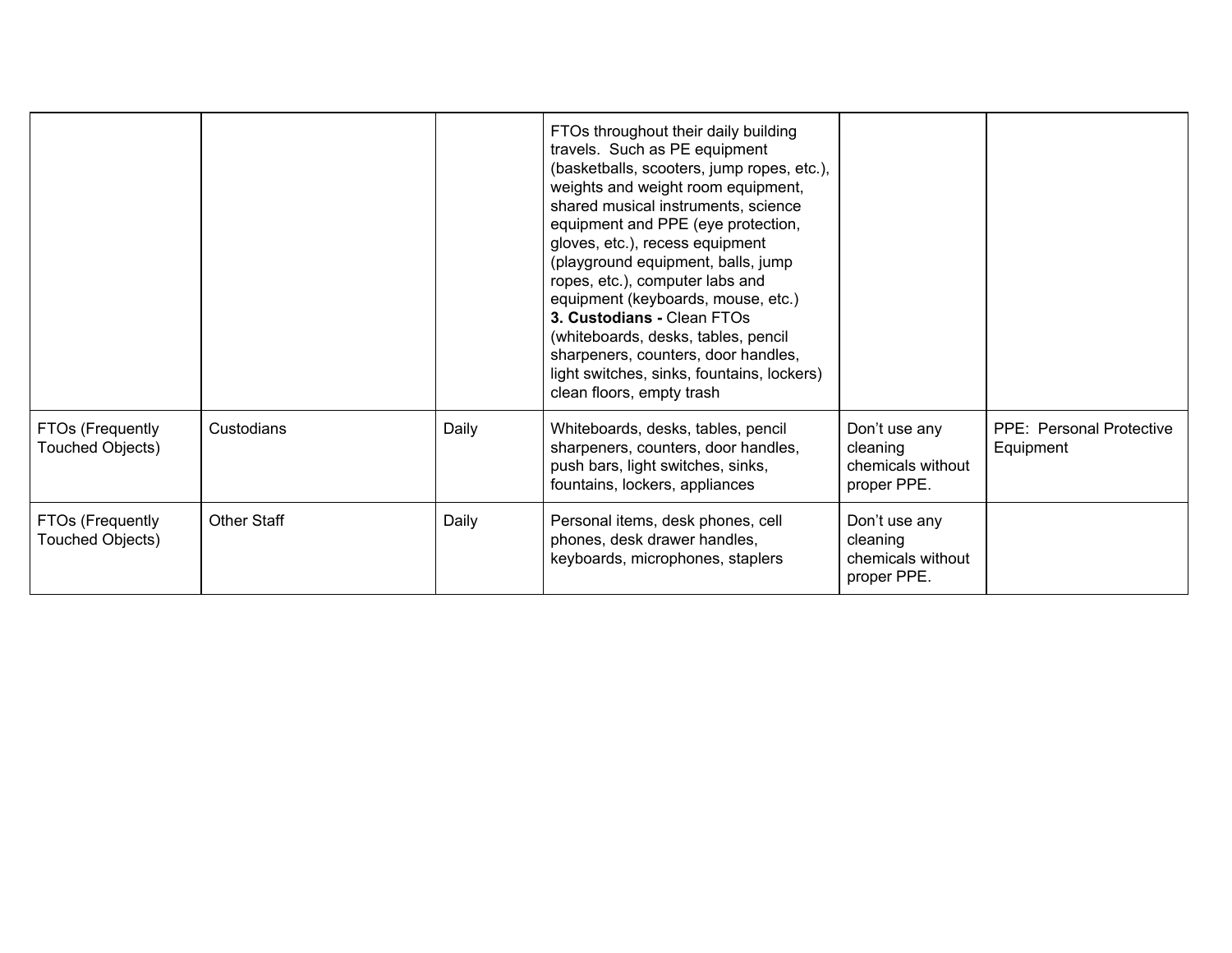| | | | | | |
|---|---|---|---|---|---|
| | | | FTOs throughout their daily building travels. Such as PE equipment (basketballs, scooters, jump ropes, etc.), weights and weight room equipment, shared musical instruments, science equipment and PPE (eye protection, gloves, etc.), recess equipment (playground equipment, balls, jump ropes, etc.), computer labs and equipment (keyboards, mouse, etc.) **3. Custodians -** Clean FTOs (whiteboards, desks, tables, pencil sharpeners, counters, door handles, light switches, sinks, fountains, lockers) clean floors, empty trash | | |
| FTOs (Frequently Touched Objects) | Custodians | Daily | Whiteboards, desks, tables, pencil sharpeners, counters, door handles, push bars, light switches, sinks, fountains, lockers, appliances | Don't use any cleaning chemicals without proper PPE. | PPE: Personal Protective Equipment |
| FTOs (Frequently Touched Objects) | Other Staff | Daily | Personal items, desk phones, cell phones, desk drawer handles, keyboards, microphones, staplers | Don't use any cleaning chemicals without proper PPE. | |